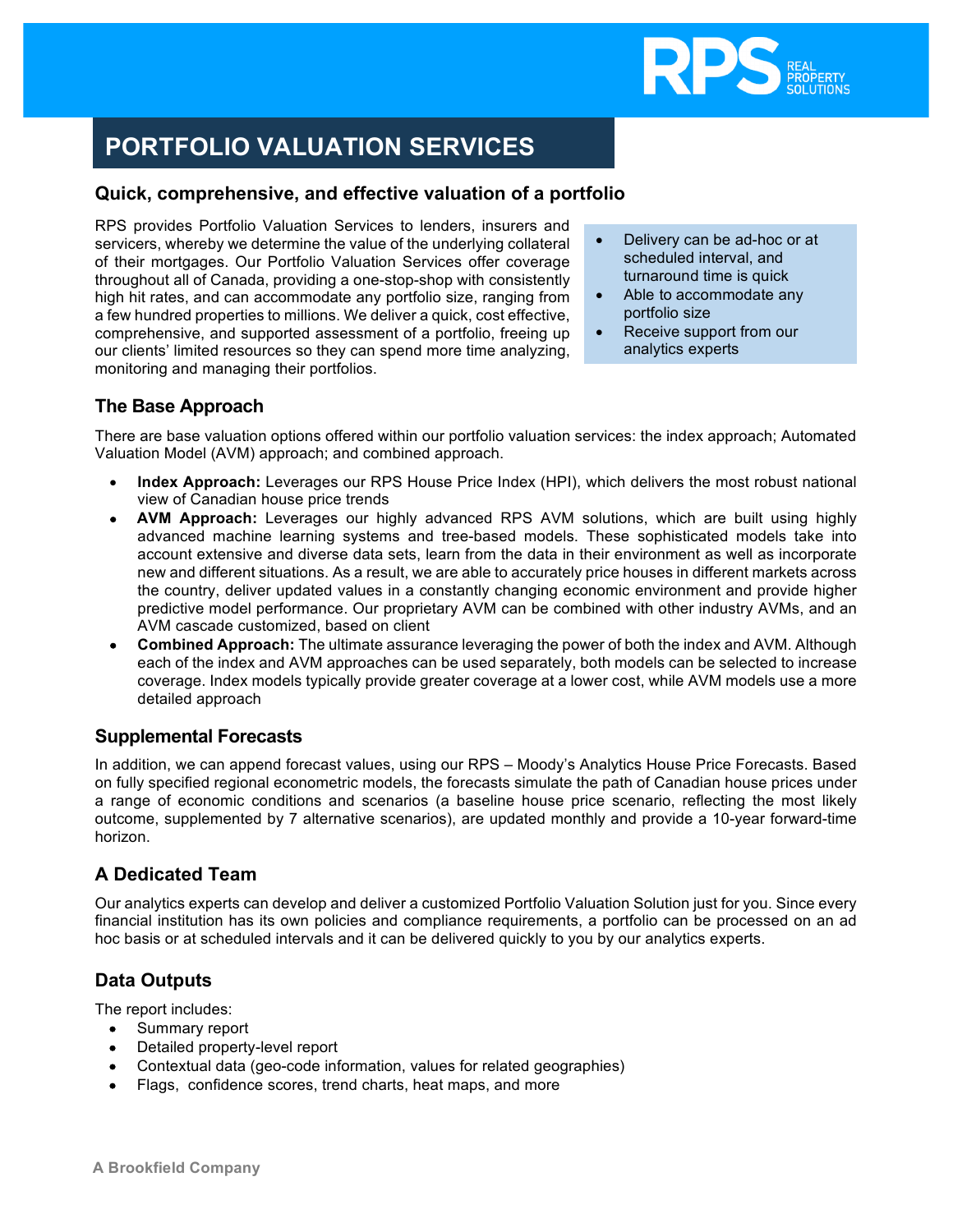# PORTFOLIO VALUATION SERVICES

## Quick, comprehensive, and effective valuation of a portfolio

RPS provides Portfolio Valuation Services to lenders, insurers and servicers, whereby we determine the value of the underlying collateral of their mortgages. Our Portfolio Valuation Services offer coverage throughout all of Canada, providing a one-stop-shop with consistently high hit rates, and can accommodate any portfolio size, ranging from a few hundred properties to millions. We deliver a quick, cost effective, comprehensive, and supported assessment of a portfolio, freeing up our clients' limited resources so they can spend more time analyzing, monitoring and managing their portfolios.

- Delivery can be ad-hoc or at scheduled interval, and turnaround time is quick
- Able to accommodate any portfolio size
- Receive support from our analytics experts

## The Base Approach

There are base valuation options offered within our portfolio valuation services: the index approach; Automated Valuation Model (AVM) approach; and combined approach.

- **Index Approach:** Leverages our RPS House Price Index (HPI), which delivers the most robust national view of Canadian house price trends
- **AVM Approach:** Leverages our highly advanced RPS AVM solutions, which are built using highly advanced machine learning systems and tree-based models. These sophisticated models take into account extensive and diverse data sets, learn from the data in their environment as well as incorporate new and different situations. As a result, we are able to accurately price houses in different markets across the country, deliver updated values in a constantly changing economic environment and provide higher predictive model performance. Our proprietary AVM can be combined with other industry AVMs, and an AVM cascade customized, based on client
- **Combined Approach:** The ultimate assurance leveraging the power of both the index and AVM. Although each of the index and AVM approaches can be used separately, both models can be selected to increase coverage. Index models typically provide greater coverage at a lower cost, while AVM models use a more detailed approach

## Supplemental Forecasts

In addition, we can append forecast values, using our RPS – Moody's Analytics House Price Forecasts. Based on fully specified regional econometric models, the forecasts simulate the path of Canadian house prices under a range of economic conditions and scenarios (a baseline house price scenario, reflecting the most likely outcome, supplemented by 7 alternative scenarios), are updated monthly and provide a 10-year forward-time horizon.

## A Dedicated Team

Our analytics experts can develop and deliver a customized Portfolio Valuation Solution just for you. Since every financial institution has its own policies and compliance requirements, a portfolio can be processed on an ad hoc basis or at scheduled intervals and it can be delivered quickly to you by our analytics experts.

## Data Outputs

The report includes:

- Summary report
- Detailed property-level report
- Contextual data (geo-code information, values for related geographies)
- Flags, confidence scores, trend charts, heat maps, and more

A Brookfield Company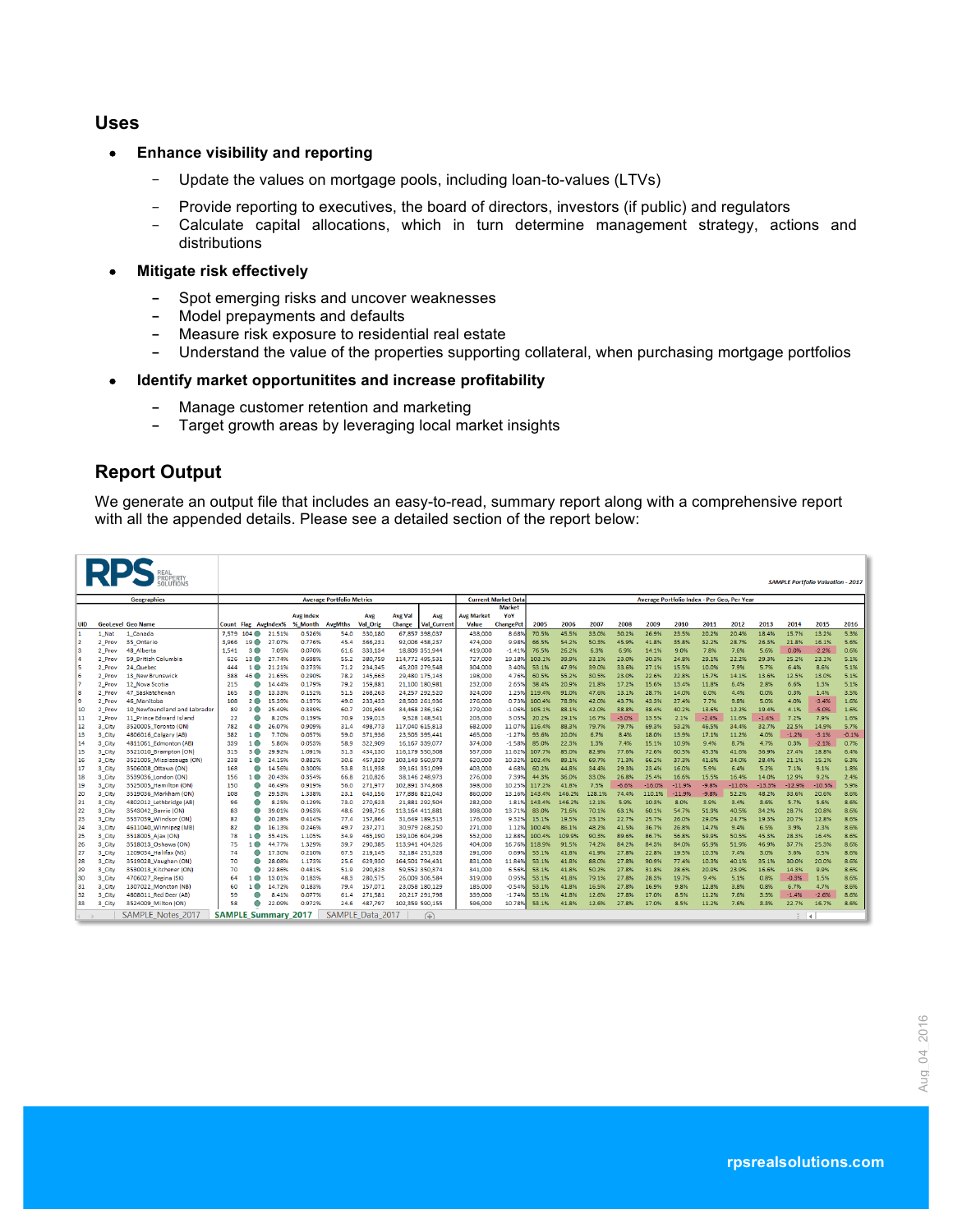## Uses

- **Enhance visibility and reporting**
  - Update the values on mortgage pools, including loan-to-values (LTVs)
  - Provide reporting to executives, the board of directors, investors (if public) and regulators
  - Calculate capital allocations, which in turn determine management strategy, actions and distributions
- **Mitigate risk effectively**
  - Spot emerging risks and uncover weaknesses
  - Model prepayments and defaults
  - Measure risk exposure to residential real estate
  - Understand the value of the properties supporting collateral, when purchasing mortgage portfolios
- **Identify market opportunitites and increase profitability**
  - Manage customer retention and marketing
  - Target growth areas by leveraging local market insights

## Report Output

We generate an output file that includes an easy-to-read, summary report along with a comprehensive report with all the appended details. Please see a detailed section of the report below:

RPS REAL PROPERTY SOLUTIONS

*SAMPLE Portfolio Valuation - 2017*

| Geographies | | | Average Portfolio Metrics | | | | | | | | Current Market Data | | Average Portfolio Index - Per Geo, Per Year | | | | | | | | | | | |
|---|---|---|---|---|---|---|---|---|---|---|---|---|---|---|---|---|---|---|---|---|---|---|---|---|
| UID | GeoLevel | Geo Name | Count | Flag | AvgIndex% | Avg Index %_Month | AvgMths | Avg Val_Orig | Avg Val Change | Avg Val_Current | Avg Market Value | Market YoY ChangePct | 2005 | 2006 | 2007 | 2008 | 2009 | 2010 | 2011 | 2012 | 2013 | 2014 | 2015 | 2016 |
| 1 | 1_Nat | 1_Canada | 7,579 | 104 | 21.51% | 0.526% | 54.0 | 330,180 | 67,857 | 398,037 | 438,000 | 8.68% | 70.5% | 45.5% | 33.0% | 30.1% | 26.9% | 23.5% | 20.2% | 20.4% | 18.4% | 15.7% | 13.2% | 5.3% |
| 2 | 2_Prov | 35_Ontario | 3,066 | 19 | 27.07% | 0.776% | 45.4 | 366,231 | 92,006 | 458,237 | 474,000 | 9.98% | 66.5% | 54.2% | 50.3% | 45.9% | 41.8% | 35.8% | 32.2% | 28.7% | 26.3% | 21.8% | 16.1% | 5.6% |
| 3 | 2_Prov | 48_Alberta | 1,541 | 3 | 7.05% | 0.070% | 61.6 | 333,134 | 18,809 | 351,944 | 419,000 | -1.41% | 76.5% | 26.2% | 6.3% | 6.9% | 14.1% | 9.0% | 7.8% | 7.6% | 5.6% | 0.0% | -2.2% | 0.6% |
| 4 | 2_Prov | 59_British Columbia | 626 | 13 | 27.74% | 0.698% | 55.2 | 380,759 | 114,772 | 495,531 | 727,000 | 19.18% | 103.1% | 39.9% | 33.1% | 23.0% | 30.3% | 24.8% | 29.1% | 22.2% | 29.3% | 25.2% | 23.1% | 5.1% |
| 5 | 2_Prov | 24_Quebec | 444 | 1 | 21.21% | 0.273% | 71.2 | 234,345 | 45,203 | 279,548 | 304,000 | 3.40% | 53.1% | 47.9% | 39.0% | 33.6% | 27.1% | 15.5% | 10.0% | 7.9% | 5.7% | 6.4% | 8.6% | 5.1% |
| 6 | 2_Prov | 13_New Brunswick | 388 | 46 | 21.65% | 0.290% | 78.2 | 145,663 | 29,480 | 175,143 | 198,000 | 4.76% | 60.5% | 55.2% | 30.5% | 23.0% | 22.6% | 22.8% | 15.7% | 14.1% | 13.6% | 12.5% | 13.0% | 5.1% |
| 7 | 2_Prov | 12_Nova Scotia | 215 | | 14.44% | 0.179% | 79.2 | 158,881 | 21,100 | 180,981 | 232,000 | 2.65% | 38.4% | 20.9% | 21.8% | 17.2% | 15.6% | 13.4% | 11.8% | 6.4% | 2.8% | 6.6% | 1.3% | 5.1% |
| 8 | 2_Prov | 47_Saskatchewan | 165 | 3 | 13.33% | 0.152% | 51.5 | 268,263 | 24,257 | 292,520 | 324,000 | 1.25% | 91.0% | 47.6% | | 13.1% | 28.7% | 14.0% | 6.0% | 4.4% | 0.0% | 0.3% | 1.4% | 3.5% |
| 9 | 2_Prov | 46_Manitoba | 108 | 2 | 15.39% | 0.197% | 49.0 | 233,433 | 28,503 | 261,936 | 276,000 | 0.73% | 100.4% | 78.9% | 42.0% | 43.7% | 43.3% | 27.4% | 7.7% | 9.8% | 5.0% | 4.0% | -3.4% | 1.6% |
| 10 | 2_Prov | 10_Newfoundland and Labrador | 80 | 2 | 25.49% | 0.339% | 60.7 | 201,694 | 34,468 | 236,162 | 279,000 | -1.06% | 105.1% | 88.1% | 42.0% | 58.8% | 38.4% | 40.2% | 13.6% | 12.2% | 19.4% | 4.1% | -5.0% | 1.6% |
| 11 | 2_Prov | 11_Prince Edward Island | 22 | | 8.20% | 0.139% | 70.9 | 139,013 | 9,528 | 148,541 | 203,000 | 3.05% | 20.2% | 29.1% | 16.7% | -5.0% | 13.5% | 2.1% | -2.4% | 11.6% | -1.4% | 7.2% | 7.9% | 1.6% |
| 12 | 3_City | 3520005_Toronto (ON) | 782 | 4 | 26.07% | 0.909% | 31.4 | 498,773 | 117,040 | 615,813 | 682,000 | 11.07% | 116.4% | 88.3% | 79.7% | 79.7% | 69.3% | 58.2% | 46.5% | 34.4% | 32.7% | 22.5% | 14.9% | 5.7% |
| 13 | 3_City | 4806016_Calgary (AB) | 382 | 1 | 7.70% | 0.057% | 59.0 | 371,936 | 23,505 | 395,441 | 465,000 | -1.27% | 95.6% | 20.0% | 6.7% | 8.4% | 18.0% | 13.9% | 17.1% | 11.2% | 4.0% | -1.2% | -3.1% | -0.1% |
| 14 | 3_City | 4811061_Edmonton (AB) | 339 | 1 | 5.86% | 0.053% | 58.9 | 322,909 | 16,167 | 339,077 | 374,000 | -1.58% | 85.0% | 22.3% | 1.3% | 7.4% | 15.1% | 10.9% | 9.4% | 8.7% | 4.7% | 0.3% | -2.1% | 0.7% |
| 15 | 3_City | 3521010_Brampton (ON) | 315 | 3 | 29.92% | 1.081% | 31.3 | 434,130 | 116,179 | 550,308 | 557,000 | 11.62% | 107.7% | 85.0% | 82.9% | 77.6% | 72.6% | 60.5% | 45.3% | 41.6% | 36.9% | 27.4% | 18.8% | 6.4% |
| 16 | 3_City | 3521005_Mississauga (ON) | 238 | 1 | 24.15% | 0.882% | 30.6 | 457,829 | 103,149 | 560,978 | 620,000 | 10.32% | 102.4% | 89.1% | 69.7% | 71.3% | 66.2% | 37.3% | 41.6% | 34.0% | 28.4% | 21.1% | 15.1% | 6.3% |
| 17 | 3_City | 3506008_Ottawa (ON) | 168 | | 14.56% | 0.300% | 53.8 | 311,938 | 39,161 | 351,099 | 403,000 | 4.68% | 60.3% | 44.8% | 34.4% | 29.3% | 23.4% | 16.0% | 5.9% | 6.4% | 5.2% | 7.1% | 9.1% | 1.8% |
| 18 | 3_City | 3539036_London (ON) | 156 | 1 | 20.43% | 0.354% | 66.8 | 210,826 | 38,146 | 248,973 | 276,000 | 7.59% | 44.3% | 36.0% | 33.0% | 26.8% | 25.4% | 16.6% | 15.5% | 16.4% | 14.0% | 12.9% | 9.2% | 2.4% |
| 19 | 3_City | 3525005_Hamilton (ON) | 150 | | 46.49% | 0.919% | 56.0 | 271,977 | 102,891 | 374,868 | 398,000 | 10.25% | 117.2% | 41.8% | 7.5% | -6.6% | -16.0% | -11.9% | -9.8% | -11.6% | -13.3% | -12.9% | -10.5% | 5.9% |
| 20 | 3_City | 3519036_Markham (ON) | 108 | | 29.53% | 1.338% | 23.1 | 643,156 | 177,886 | 821,043 | 860,000 | 13.16% | 143.4% | 146.2% | 128.1% | 74.4% | 110.1% | -11.9% | -9.8% | 52.2% | 48.2% | 33.6% | 20.6% | 8.6% |
| 21 | 3_City | 4802012_Lethbridge (AB) | 96 | | 8.25% | 0.129% | 73.0 | 270,623 | 21,881 | 292,504 | 282,000 | 1.81% | 143.4% | 146.2% | 12.1% | 5.0% | 10.8% | 8.0% | 3.9% | 3.4% | 8.6% | 5.7% | 5.6% | 8.6% |
| 22 | 3_City | 3543042_Barrie (ON) | 83 | | 39.01% | 0.963% | 48.6 | 298,716 | 113,164 | 411,881 | 398,000 | 13.71% | 83.0% | 71.6% | 70.1% | 63.1% | 60.1% | 54.7% | 51.9% | 40.5% | 34.2% | 28.7% | 20.8% | 8.6% |
| 23 | 3_City | 3537039_Windsor (ON) | 82 | | 20.28% | 0.414% | 77.4 | 157,864 | 31,649 | 189,513 | 176,000 | 9.52% | 15.1% | 19.5% | 23.1% | 22.7% | 25.7% | 26.0% | 29.0% | 24.7% | 19.3% | 20.7% | 12.8% | 8.6% |
| 24 | 3_City | 4611040_Winnipeg (MB) | 82 | | 16.13% | 0.246% | 49.7 | 237,271 | 30,979 | 268,250 | 271,000 | 1.12% | 100.4% | 86.1% | 48.2% | 41.5% | 36.7% | 26.8% | 14.7% | 9.4% | 6.5% | 3.9% | 2.3% | 8.6% |
| 25 | 3_City | 3518005_Ajax (ON) | 78 | 1 | 35.41% | 1.105% | 34.9 | 465,190 | 139,106 | 604,296 | 552,000 | 12.88% | 100.4% | 109.9% | 90.3% | 89.6% | 86.7% | 56.8% | 59.0% | 50.5% | 45.3% | 28.3% | 16.4% | 8.6% |
| 26 | 3_City | 3518013_Oshawa (ON) | 75 | 1 | 44.77% | 1.329% | 39.7 | 290,385 | 113,941 | 404,326 | 404,000 | 16.76% | 118.9% | 91.5% | 74.2% | 84.2% | 84.3% | 84.0% | 65.9% | 51.9% | 46.9% | 37.7% | 25.3% | 8.6% |
| 27 | 3_City | 1209034_Halifax (NS) | 74 | | 17.30% | 0.210% | 67.5 | 219,145 | 32,184 | 251,328 | 291,000 | 0.69% | 53.1% | 41.8% | 41.9% | 27.8% | 22.8% | 19.5% | 10.3% | 7.4% | 3.0% | 3.6% | 0.5% | 8.6% |
| 28 | 3_City | 3519028_Vaughan (ON) | 70 | | 28.08% | 1.173% | 25.6 | 629,930 | 164,501 | 794,431 | 831,000 | 11.84% | 53.1% | 41.8% | 88.0% | 27.8% | 90.6% | 77.4% | 10.3% | 40.1% | 35.1% | 30.0% | 20.0% | 8.6% |
| 29 | 3_City | 3530013_Kitchener (ON) | 70 | | 22.86% | 0.481% | 51.9 | 290,823 | 59,552 | 350,374 | 341,000 | 6.56% | 53.1% | 41.8% | 50.2% | 27.8% | 31.8% | 28.6% | 20.0% | 23.0% | 16.6% | 14.3% | 9.9% | 8.6% |
| 30 | 3_City | 4706027_Regina (SK) | 64 | 1 | 13.01% | 0.183% | 48.3 | 280,575 | 26,009 | 306,584 | 319,000 | 0.95% | 53.1% | 41.8% | 79.1% | 27.8% | 28.3% | 19.7% | 9.4% | 5.1% | 0.8% | -0.3% | 1.5% | 8.6% |
| 31 | 3_City | 1307022_Moncton (NB) | 60 | 1 | 14.72% | 0.183% | 79.4 | 157,071 | 23,058 | 180,129 | 185,000 | -0.54% | 53.1% | 41.8% | 16.5% | 27.8% | 16.9% | 9.8% | 12.8% | 3.8% | 0.8% | 6.7% | 4.7% | 8.6% |
| 32 | 3_City | 4808011_Red Deer (AB) | 59 | | 8.41% | 0.077% | 61.4 | 271,581 | 20,217 | 291,798 | 339,000 | -1.74% | 53.1% | 41.8% | 12.6% | 27.8% | 17.0% | 8.5% | 11.2% | 7.6% | 3.3% | -1.4% | -2.6% | 8.6% |
| 33 | 3_City | 3524009_Milton (ON) | 58 | | 22.09% | 0.972% | 24.6 | 487,797 | 102,359 | 590,155 | 596,000 | 10.78% | 53.1% | 41.8% | 12.6% | 27.8% | 17.0% | 8.5% | 11.2% | 7.6% | 3.3% | 22.7% | 16.7% | 8.6% |

SAMPLE_Notes_2017 | SAMPLE_Summary_2017 | SAMPLE_Data_2017